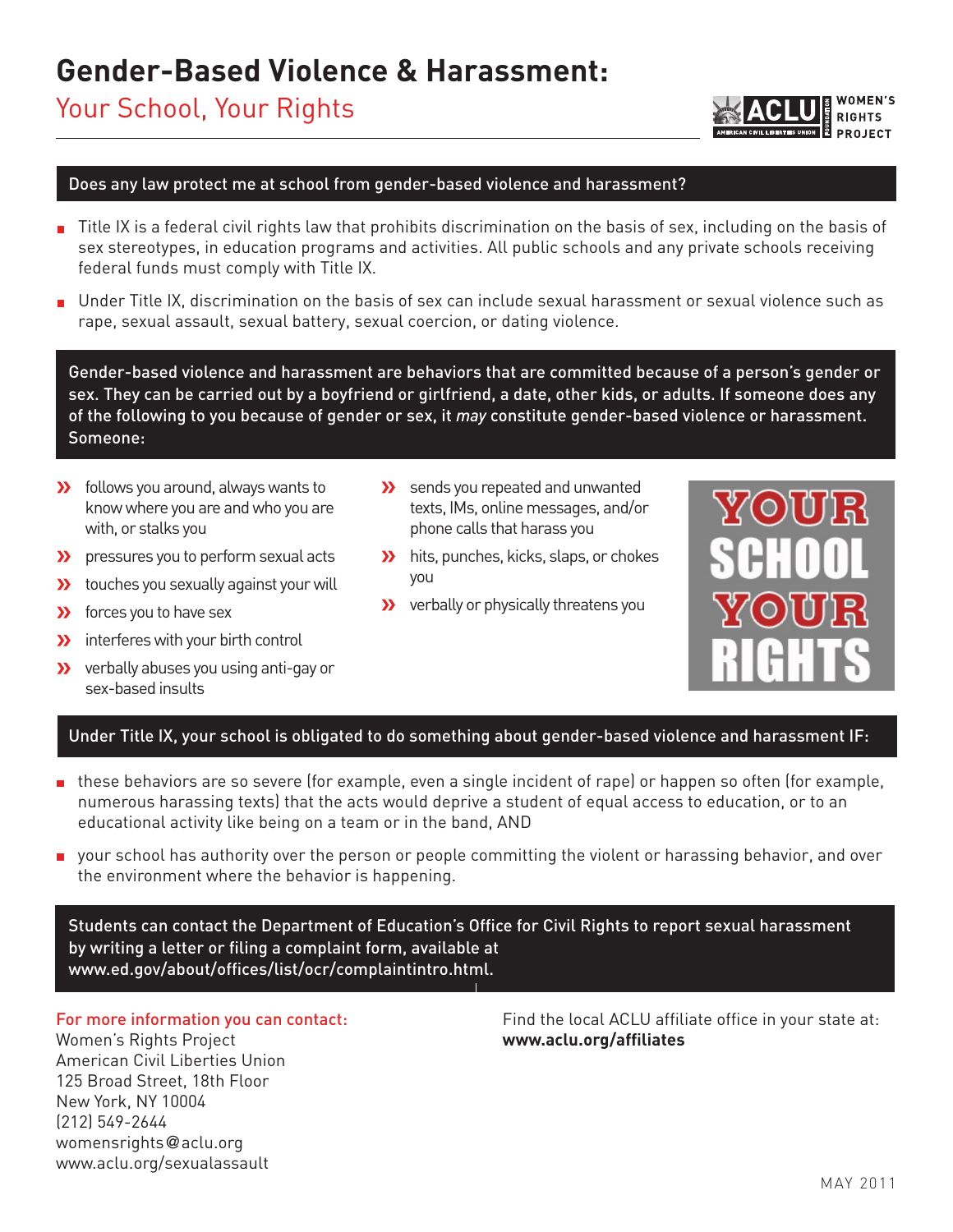# Gender-Based Violence & Harassment:

## Your School, Your Rights

ACLU WOMEN'S RIGHTS PROJECT

### Does any law protect me at school from gender-based violence and harassment?

- Title IX is a federal civil rights law that prohibits discrimination on the basis of sex, including on the basis of sex stereotypes, in education programs and activities. All public schools and any private schools receiving federal funds must comply with Title IX.
- Under Title IX, discrimination on the basis of sex can include sexual harassment or sexual violence such as rape, sexual assault, sexual battery, sexual coercion, or dating violence.

**Gender-based violence and harassment are behaviors that are committed because of a person's gender or sex. They can be carried out by a boyfriend or girlfriend, a date, other kids, or adults. If someone does any of the following to you because of gender or sex, it *may* constitute gender-based violence or harassment. Someone:**

- follows you around, always wants to know where you are and who you are with, or stalks you
- pressures you to perform sexual acts
- touches you sexually against your will
- forces you to have sex
- interferes with your birth control
- verbally abuses you using anti-gay or sex-based insults
- sends you repeated and unwanted texts, IMs, online messages, and/or phone calls that harass you
- hits, punches, kicks, slaps, or chokes you
- verbally or physically threatens you

YOUR SCHOOL YOUR RIGHTS

### Under Title IX, your school is obligated to do something about gender-based violence and harassment IF:

- these behaviors are so severe (for example, even a single incident of rape) or happen so often (for example, numerous harassing texts) that the acts would deprive a student of equal access to education, or to an educational activity like being on a team or in the band, AND
- your school has authority over the person or people committing the violent or harassing behavior, and over the environment where the behavior is happening.

**Students can contact the Department of Education's Office for Civil Rights to report sexual harassment by writing a letter or filing a complaint form, available at www.ed.gov/about/offices/list/ocr/complaintintro.html.**

**For more information you can contact:**
Women's Rights Project
American Civil Liberties Union
125 Broad Street, 18th Floor
New York, NY 10004
(212) 549-2644
womensrights@aclu.org
www.aclu.org/sexualassault

Find the local ACLU affiliate office in your state at:
**www.aclu.org/affiliates**

MAY 2011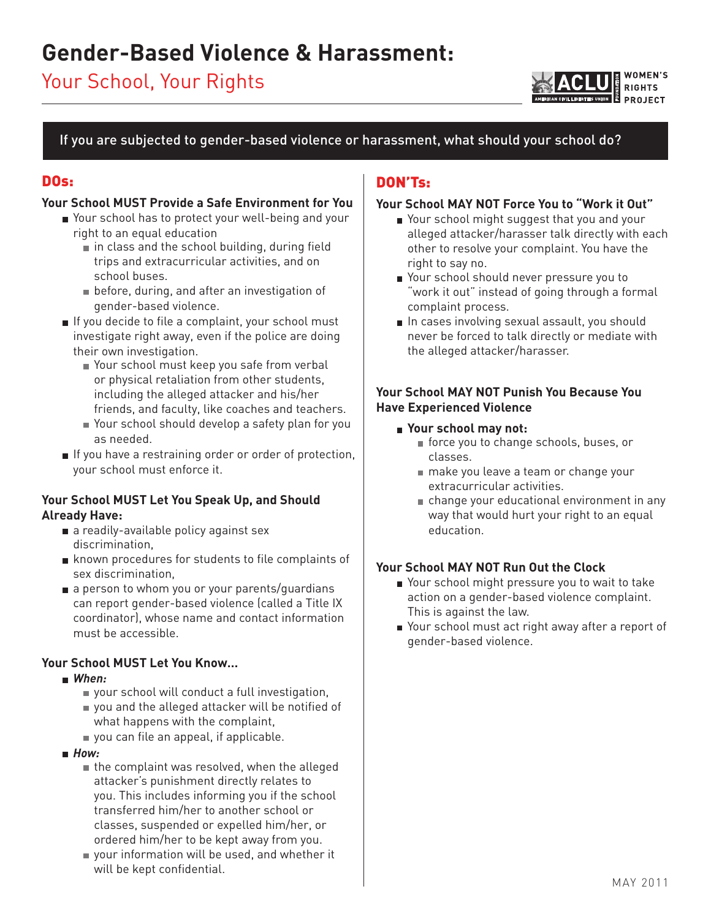# Gender-Based Violence & Harassment:

## Your School, Your Rights

ACLU WOMEN'S RIGHTS PROJECT

**If you are subjected to gender-based violence or harassment, what should your school do?**

## DOs:

### Your School MUST Provide a Safe Environment for You

- Your school has to protect your well-being and your right to an equal education
  - in class and the school building, during field trips and extracurricular activities, and on school buses.
  - before, during, and after an investigation of gender-based violence.
- If you decide to file a complaint, your school must investigate right away, even if the police are doing their own investigation.
  - Your school must keep you safe from verbal or physical retaliation from other students, including the alleged attacker and his/her friends, and faculty, like coaches and teachers.
  - Your school should develop a safety plan for you as needed.
- If you have a restraining order or order of protection, your school must enforce it.

### Your School MUST Let You Speak Up, and Should Already Have:

- a readily-available policy against sex discrimination,
- known procedures for students to file complaints of sex discrimination,
- a person to whom you or your parents/guardians can report gender-based violence (called a Title IX coordinator), whose name and contact information must be accessible.

### Your School MUST Let You Know…

- ***When:***
  - your school will conduct a full investigation,
  - you and the alleged attacker will be notified of what happens with the complaint,
  - you can file an appeal, if applicable.
- ***How:***
  - the complaint was resolved, when the alleged attacker's punishment directly relates to you. This includes informing you if the school transferred him/her to another school or classes, suspended or expelled him/her, or ordered him/her to be kept away from you.
  - your information will be used, and whether it will be kept confidential.

## DON'Ts:

### Your School MAY NOT Force You to "Work it Out"

- Your school might suggest that you and your alleged attacker/harasser talk directly with each other to resolve your complaint. You have the right to say no.
- Your school should never pressure you to "work it out" instead of going through a formal complaint process.
- In cases involving sexual assault, you should never be forced to talk directly or mediate with the alleged attacker/harasser.

### Your School MAY NOT Punish You Because You Have Experienced Violence

- **Your school may not:**
  - force you to change schools, buses, or classes.
  - make you leave a team or change your extracurricular activities.
  - change your educational environment in any way that would hurt your right to an equal education.

### Your School MAY NOT Run Out the Clock

- Your school might pressure you to wait to take action on a gender-based violence complaint. This is against the law.
- Your school must act right away after a report of gender-based violence.

MAY 2011